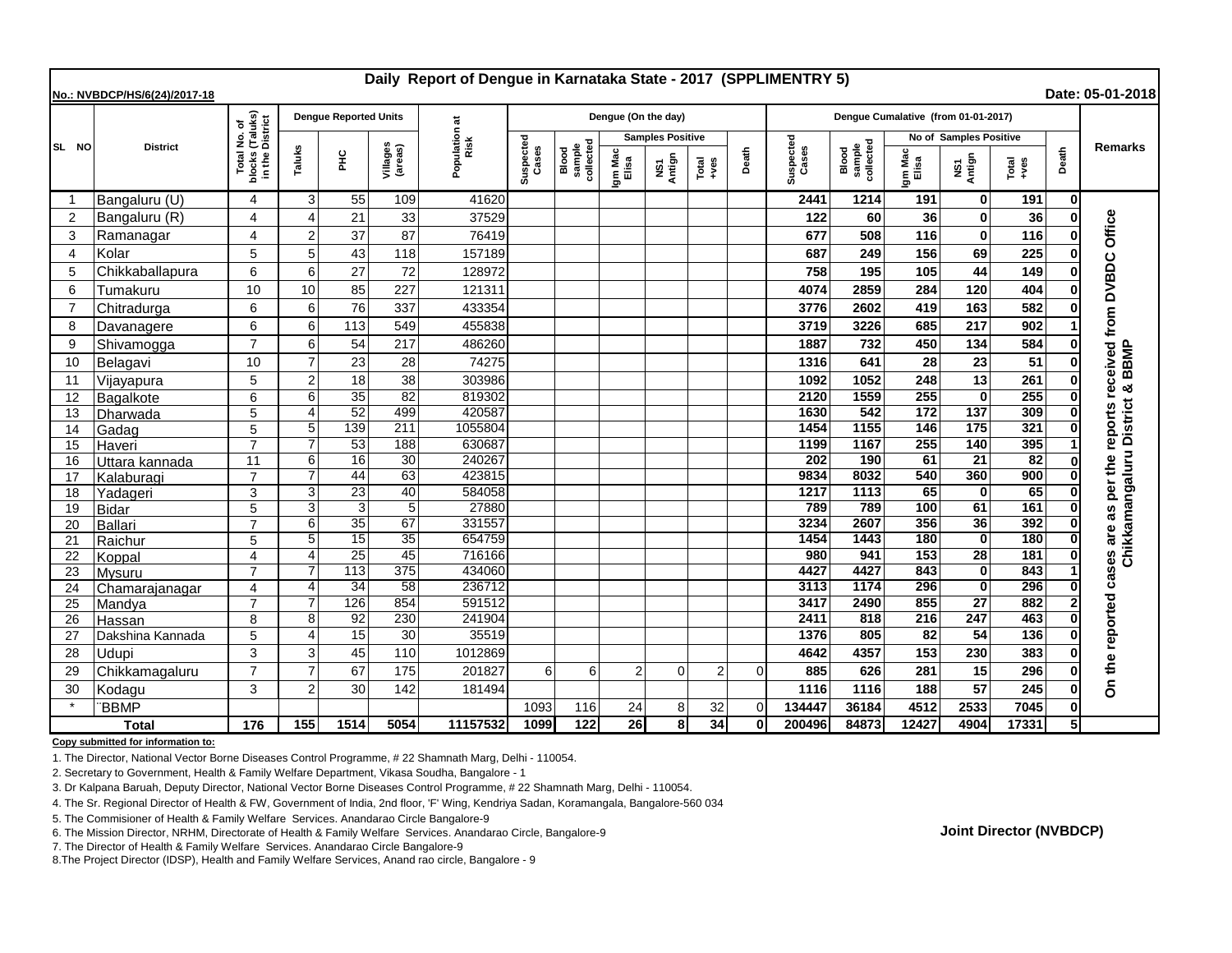# Daily Report of Dengue in Karnataka State - 2017 (SPPLIMENTRY 5)

No.: NVBDCP/HS/6(24)/2017-18

Date: 05-01-2018

| SL NO | District | Total No. of blocks (Taluks) in the District | Dengue Reported Units | | | Population at Risk | Dengue (On the day) | | | | | | Dengue Cumalative (from 01-01-2017) | | | | | | Remarks |
|---|---|---|---|---|---|---|---|---|---|---|---|---|---|---|---|---|---|---|---|
| | | | Taluks | PHC | Villages (areas) | | Suspected Cases | Blood sample collected | Samples Positive | | | Death | Suspected Cases | Blood sample collected | No of Samples Positive | | | Death | |
| | | | | | | | | | Igm Mac Elisa | NS1 Antign | Total +ves | | | | Igm Mac Elisa | NS1 Antign | Total +ves | | |
| 1 | Bangaluru (U) | 4 | 3 | 55 | 109 | 41620 | | | | | | | 2441 | 1214 | 191 | 0 | 191 | 0 | On the reported cases are as per the reports received from DVBDC Office Chikkamangaluru District & BBMP |
| 2 | Bangaluru (R) | 4 | 4 | 21 | 33 | 37529 | | | | | | | 122 | 60 | 36 | 0 | 36 | 0 | |
| 3 | Ramanagar | 4 | 2 | 37 | 87 | 76419 | | | | | | | 677 | 508 | 116 | 0 | 116 | 0 | |
| 4 | Kolar | 5 | 5 | 43 | 118 | 157189 | | | | | | | 687 | 249 | 156 | 69 | 225 | 0 | |
| 5 | Chikkaballapura | 6 | 6 | 27 | 72 | 128972 | | | | | | | 758 | 195 | 105 | 44 | 149 | 0 | |
| 6 | Tumakuru | 10 | 10 | 85 | 227 | 121311 | | | | | | | 4074 | 2859 | 284 | 120 | 404 | 0 | |
| 7 | Chitradurga | 6 | 6 | 76 | 337 | 433354 | | | | | | | 3776 | 2602 | 419 | 163 | 582 | 0 | |
| 8 | Davanagere | 6 | 6 | 113 | 549 | 455838 | | | | | | | 3719 | 3226 | 685 | 217 | 902 | 1 | |
| 9 | Shivamogga | 7 | 6 | 54 | 217 | 486260 | | | | | | | 1887 | 732 | 450 | 134 | 584 | 0 | |
| 10 | Belagavi | 10 | 7 | 23 | 28 | 74275 | | | | | | | 1316 | 641 | 28 | 23 | 51 | 0 | |
| 11 | Vijayapura | 5 | 2 | 18 | 38 | 303986 | | | | | | | 1092 | 1052 | 248 | 13 | 261 | 0 | |
| 12 | Bagalkote | 6 | 6 | 35 | 82 | 819302 | | | | | | | 2120 | 1559 | 255 | 0 | 255 | 0 | |
| 13 | Dharwada | 5 | 4 | 52 | 499 | 420587 | | | | | | | 1630 | 542 | 172 | 137 | 309 | 0 | |
| 14 | Gadag | 5 | 5 | 139 | 211 | 1055804 | | | | | | | 1454 | 1155 | 146 | 175 | 321 | 0 | |
| 15 | Haveri | 7 | 7 | 53 | 188 | 630687 | | | | | | | 1199 | 1167 | 255 | 140 | 395 | 1 | |
| 16 | Uttara kannada | 11 | 6 | 16 | 30 | 240267 | | | | | | | 202 | 190 | 61 | 21 | 82 | 0 | |
| 17 | Kalaburagi | 7 | 7 | 44 | 63 | 423815 | | | | | | | 9834 | 8032 | 540 | 360 | 900 | 0 | |
| 18 | Yadageri | 3 | 3 | 23 | 40 | 584058 | | | | | | | 1217 | 1113 | 65 | 0 | 65 | 0 | |
| 19 | Bidar | 5 | 3 | 3 | 5 | 27880 | | | | | | | 789 | 789 | 100 | 61 | 161 | 0 | |
| 20 | Ballari | 7 | 6 | 35 | 67 | 331557 | | | | | | | 3234 | 2607 | 356 | 36 | 392 | 0 | |
| 21 | Raichur | 5 | 5 | 15 | 35 | 654759 | | | | | | | 1454 | 1443 | 180 | 0 | 180 | 0 | |
| 22 | Koppal | 4 | 4 | 25 | 45 | 716166 | | | | | | | 980 | 941 | 153 | 28 | 181 | 0 | |
| 23 | Mysuru | 7 | 7 | 113 | 375 | 434060 | | | | | | | 4427 | 4427 | 843 | 0 | 843 | 1 | |
| 24 | Chamarajanagar | 4 | 4 | 34 | 58 | 236712 | | | | | | | 3113 | 1174 | 296 | 0 | 296 | 0 | |
| 25 | Mandya | 7 | 7 | 126 | 854 | 591512 | | | | | | | 3417 | 2490 | 855 | 27 | 882 | 2 | |
| 26 | Hassan | 8 | 8 | 92 | 230 | 241904 | | | | | | | 2411 | 818 | 216 | 247 | 463 | 0 | |
| 27 | Dakshina Kannada | 5 | 4 | 15 | 30 | 35519 | | | | | | | 1376 | 805 | 82 | 54 | 136 | 0 | |
| 28 | Udupi | 3 | 3 | 45 | 110 | 1012869 | | | | | | | 4642 | 4357 | 153 | 230 | 383 | 0 | |
| 29 | Chikkamagaluru | 7 | 7 | 67 | 175 | 201827 | 6 | 6 | 2 | 0 | 2 | 0 | 885 | 626 | 281 | 15 | 296 | 0 | |
| 30 | Kodagu | 3 | 2 | 30 | 142 | 181494 | | | | | | | 1116 | 1116 | 188 | 57 | 245 | 0 | |
| * | BBMP | | | | | | 1093 | 116 | 24 | 8 | 32 | 0 | 134447 | 36184 | 4512 | 2533 | 7045 | 0 | |
| | **Total** | **176** | **155** | **1514** | **5054** | **11157532** | **1099** | **122** | **26** | **8** | **34** | **0** | **200496** | **84873** | **12427** | **4904** | **17331** | **5** | |

**Copy submitted for information to:**

1. The Director, National Vector Borne Diseases Control Programme, # 22 Shamnath Marg, Delhi - 110054.
2. Secretary to Government, Health & Family Welfare Department, Vikasa Soudha, Bangalore - 1
3. Dr Kalpana Baruah, Deputy Director, National Vector Borne Diseases Control Programme, # 22 Shamnath Marg, Delhi - 110054.
4. The Sr. Regional Director of Health & FW, Government of India, 2nd floor, 'F' Wing, Kendriya Sadan, Koramangala, Bangalore-560 034
5. The Commisioner of Health & Family Welfare Services. Anandarao Circle Bangalore-9
6. The Mission Director, NRHM, Directorate of Health & Family Welfare Services. Anandarao Circle, Bangalore-9
7. The Director of Health & Family Welfare Services. Anandarao Circle Bangalore-9
8. The Project Director (IDSP), Health and Family Welfare Services, Anand rao circle, Bangalore - 9

**Joint Director (NVBDCP)**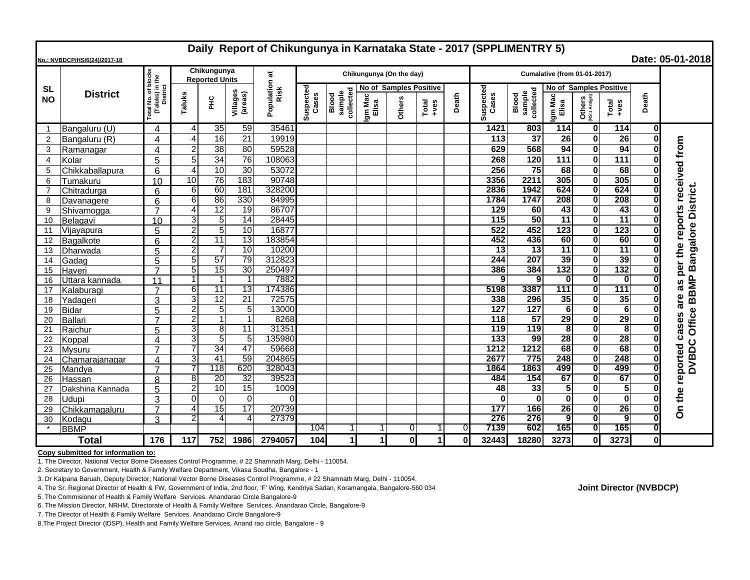# Daily Report of Chikungunya in Karnataka State - 2017 (SPPLIMENTRY 5)

**No.: NVBDCP/HS/6(24)/2017-18**

**Date: 05-01-2018**

| SL NO | District | Total No. of blocks (Taluks) in the District | Chikungunya Reported Units | | | Population at Risk | Chikungunya (On the day) | | | | | | Cumalative (from 01-01-2017) | | | | | | |
|---|---|---|---|---|---|---|---|---|---|---|---|---|---|---|---|---|---|---|---|
| | | | Taluks | PHC | Villages (areas) | | Suspected Cases | Blood sample collected | No of Samples Positive | | | Death | Suspected Cases | Blood sample collected | No of Samples Positive | | | Death | |
| | | | | | | | | | Igm Mac Elisa | Others | Total +ves | | | | Igm Mac Elisa | Others (NS 1 Antign) | Total +ves | | |
| 1 | Bangaluru (U) | 4 | 4 | 35 | 59 | 35461 | | | | | | | 1421 | 803 | 114 | 0 | 114 | 0 | On the reported cases are as per the reports received from DVBDC Office BBMP Bangalore District. |
| 2 | Bangaluru (R) | 4 | 4 | 16 | 21 | 19919 | | | | | | | 113 | 37 | 26 | 0 | 26 | 0 | |
| 3 | Ramanagar | 4 | 2 | 38 | 80 | 59528 | | | | | | | 629 | 568 | 94 | 0 | 94 | 0 | |
| 4 | Kolar | 5 | 5 | 34 | 76 | 108063 | | | | | | | 268 | 120 | 111 | 0 | 111 | 0 | |
| 5 | Chikkaballapura | 6 | 4 | 10 | 30 | 53072 | | | | | | | 256 | 75 | 68 | 0 | 68 | 0 | |
| 6 | Tumakuru | 10 | 10 | 76 | 183 | 90748 | | | | | | | 3356 | 2211 | 305 | 0 | 305 | 0 | |
| 7 | Chitradurga | 6 | 6 | 60 | 181 | 328200 | | | | | | | 2836 | 1942 | 624 | 0 | 624 | 0 | |
| 8 | Davanagere | 6 | 6 | 86 | 330 | 84995 | | | | | | | 1784 | 1747 | 208 | 0 | 208 | 0 | |
| 9 | Shivamogga | 7 | 4 | 12 | 19 | 86707 | | | | | | | 129 | 60 | 43 | 0 | 43 | 0 | |
| 10 | Belagavi | 10 | 3 | 5 | 14 | 28445 | | | | | | | 115 | 50 | 11 | 0 | 11 | 0 | |
| 11 | Vijayapura | 5 | 2 | 5 | 10 | 16877 | | | | | | | 522 | 452 | 123 | 0 | 123 | 0 | |
| 12 | Bagalkote | 6 | 2 | 11 | 13 | 183854 | | | | | | | 452 | 436 | 60 | 0 | 60 | 0 | |
| 13 | Dharwada | 5 | 2 | 7 | 10 | 10200 | | | | | | | 13 | 13 | 11 | 0 | 11 | 0 | |
| 14 | Gadag | 5 | 5 | 57 | 79 | 312823 | | | | | | | 244 | 207 | 39 | 0 | 39 | 0 | |
| 15 | Haveri | 7 | 5 | 15 | 30 | 250497 | | | | | | | 386 | 384 | 132 | 0 | 132 | 0 | |
| 16 | Uttara kannada | 11 | 1 | 1 | 1 | 7882 | | | | | | | 9 | 9 | 0 | 0 | 0 | 0 | |
| 17 | Kalaburagi | 7 | 6 | 11 | 13 | 174386 | | | | | | | 5198 | 3387 | 111 | 0 | 111 | 0 | |
| 18 | Yadageri | 3 | 3 | 12 | 21 | 72575 | | | | | | | 338 | 296 | 35 | 0 | 35 | 0 | |
| 19 | Bidar | 5 | 2 | 5 | 5 | 13000 | | | | | | | 127 | 127 | 6 | 0 | 6 | 0 | |
| 20 | Ballari | 7 | 2 | 1 | 1 | 8268 | | | | | | | 118 | 57 | 29 | 0 | 29 | 0 | |
| 21 | Raichur | 5 | 3 | 8 | 11 | 31351 | | | | | | | 119 | 119 | 8 | 0 | 8 | 0 | |
| 22 | Koppal | 4 | 3 | 5 | 5 | 135980 | | | | | | | 133 | 99 | 28 | 0 | 28 | 0 | |
| 23 | Mysuru | 7 | 7 | 34 | 47 | 59668 | | | | | | | 1212 | 1212 | 68 | 0 | 68 | 0 | |
| 24 | Chamarajanagar | 4 | 3 | 41 | 59 | 204865 | | | | | | | 2677 | 775 | 248 | 0 | 248 | 0 | |
| 25 | Mandya | 7 | 7 | 118 | 620 | 328043 | | | | | | | 1864 | 1863 | 499 | 0 | 499 | 0 | |
| 26 | Hassan | 8 | 8 | 20 | 32 | 39523 | | | | | | | 484 | 154 | 67 | 0 | 67 | 0 | |
| 27 | Dakshina Kannada | 5 | 2 | 10 | 15 | 1009 | | | | | | | 48 | 33 | 5 | 0 | 5 | 0 | |
| 28 | Udupi | 3 | 0 | 0 | 0 | 0 | | | | | | | 0 | 0 | 0 | 0 | 0 | 0 | |
| 29 | Chikkamagaluru | 7 | 4 | 15 | 17 | 20739 | | | | | | | 177 | 166 | 26 | 0 | 26 | 0 | |
| 30 | Kodagu | 3 | 2 | 4 | 4 | 27379 | | | | | | | 276 | 276 | 9 | 0 | 9 | 0 | |
| * | BBMP | | | | | | 104 | 1 | 1 | 0 | 1 | 0 | 7139 | 602 | 165 | 0 | 165 | 0 | |
| | **Total** | **176** | **117** | **752** | **1986** | **2794057** | **104** | **1** | **1** | **0** | **1** | **0** | **32443** | **18280** | **3273** | **0** | **3273** | **0** | |

**Copy submitted for information to:**

1. The Director, National Vector Borne Diseases Control Programme, # 22 Shamnath Marg, Delhi - 110054.
2. Secretary to Government, Health & Family Welfare Department, Vikasa Soudha, Bangalore - 1
3. Dr Kalpana Baruah, Deputy Director, National Vector Borne Diseases Control Programme, # 22 Shamnath Marg, Delhi - 110054.
4. The Sr. Regional Director of Health & FW, Government of India, 2nd floor, 'F' Wing, Kendriya Sadan, Koramangala, Bangalore-560 034
5. The Commisioner of Health & Family Welfare Services. Anandarao Circle Bangalore-9
6. The Mission Director, NRHM, Directorate of Health & Family Welfare Services. Anandarao Circle, Bangalore-9
7. The Director of Health & Family Welfare Services. Anandarao Circle Bangalore-9
8.The Project Director (IDSP), Health and Family Welfare Services, Anand rao circle, Bangalore - 9

**Joint Director (NVBDCP)**